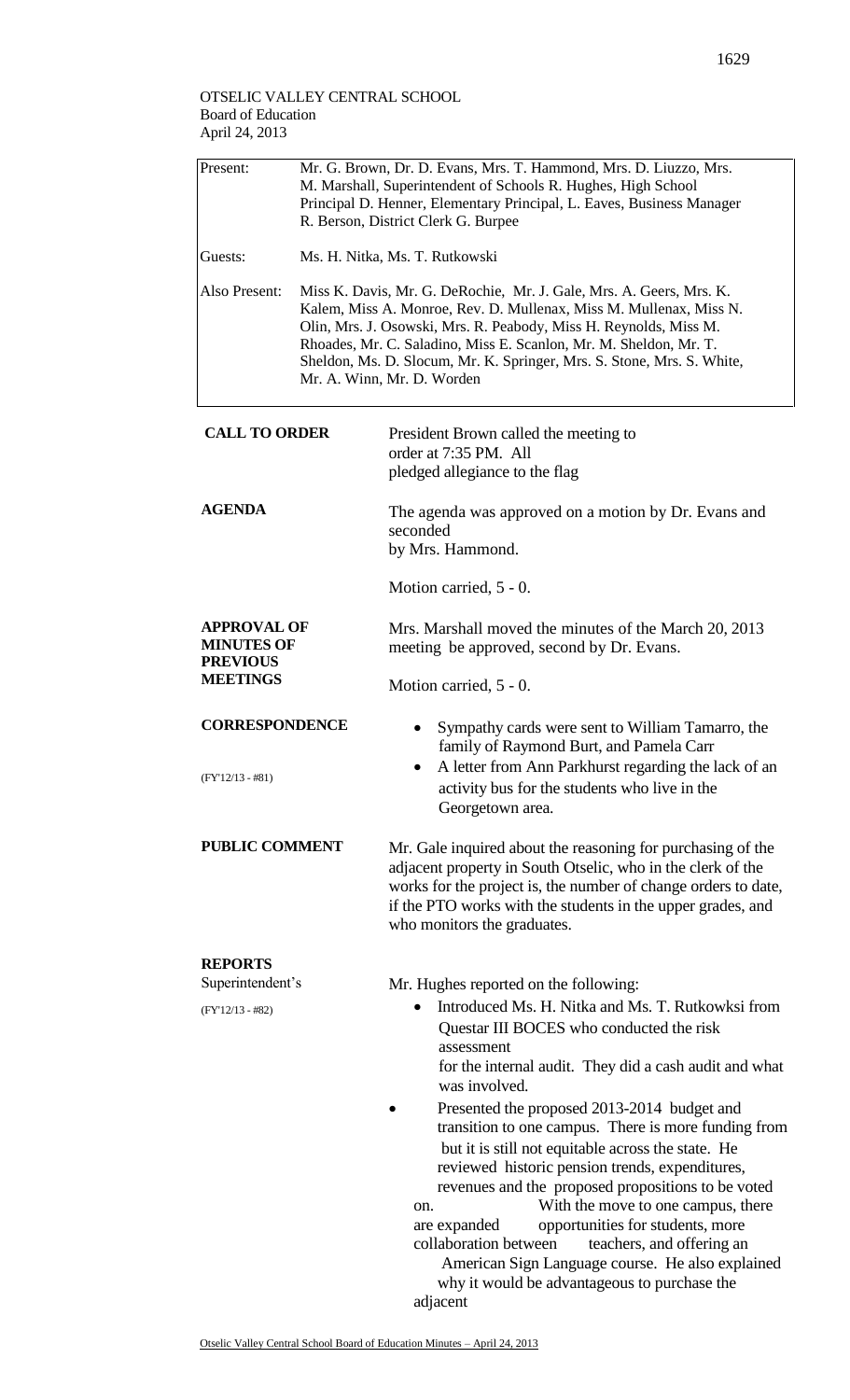OTSELIC VALLEY CENTRAL SCHOOL
Board of Education
April 24, 2013

| | |
|---|---|
| Present: | Mr. G. Brown, Dr. D. Evans, Mrs. T. Hammond, Mrs. D. Liuzzo, Mrs. M. Marshall, Superintendent of Schools R. Hughes, High School Principal D. Henner, Elementary Principal, L. Eaves, Business Manager R. Berson, District Clerk G. Burpee |
| Guests: | Ms. H. Nitka, Ms. T. Rutkowski |
| Also Present: | Miss K. Davis, Mr. G. DeRochie, Mr. J. Gale, Mrs. A. Geers, Mrs. K. Kalem, Miss A. Monroe, Rev. D. Mullenax, Miss M. Mullenax, Miss N. Olin, Mrs. J. Osowski, Mrs. R. Peabody, Miss H. Reynolds, Miss M. Rhoades, Mr. C. Saladino, Miss E. Scanlon, Mr. M. Sheldon, Mr. T. Sheldon, Ms. D. Slocum, Mr. K. Springer, Mrs. S. Stone, Mrs. S. White, Mr. A. Winn, Mr. D. Worden |

**CALL TO ORDER**

President Brown called the meeting to order at 7:35 PM. All pledged allegiance to the flag

**AGENDA**

The agenda was approved on a motion by Dr. Evans and seconded by Mrs. Hammond.

Motion carried, 5 - 0.

**APPROVAL OF MINUTES OF PREVIOUS MEETINGS**

Mrs. Marshall moved the minutes of the March 20, 2013 meeting be approved, second by Dr. Evans.

Motion carried, 5 - 0.

**CORRESPONDENCE**

(FY'12/13 - #81)

- Sympathy cards were sent to William Tamarro, the family of Raymond Burt, and Pamela Carr
- A letter from Ann Parkhurst regarding the lack of an activity bus for the students who live in the Georgetown area.

**PUBLIC COMMENT**

Mr. Gale inquired about the reasoning for purchasing of the adjacent property in South Otselic, who in the clerk of the works for the project is, the number of change orders to date, if the PTO works with the students in the upper grades, and who monitors the graduates.

**REPORTS**

Superintendent's

(FY'12/13 - #82)

Mr. Hughes reported on the following:

- Introduced Ms. H. Nitka and Ms. T. Rutkowksi from Questar III BOCES who conducted the risk assessment for the internal audit. They did a cash audit and what was involved.
- Presented the proposed 2013-2014 budget and transition to one campus. There is more funding from but it is still not equitable across the state. He reviewed historic pension trends, expenditures, revenues and the proposed propositions to be voted on. With the move to one campus, there are expanded opportunities for students, more collaboration between teachers, and offering an American Sign Language course. He also explained why it would be advantageous to purchase the adjacent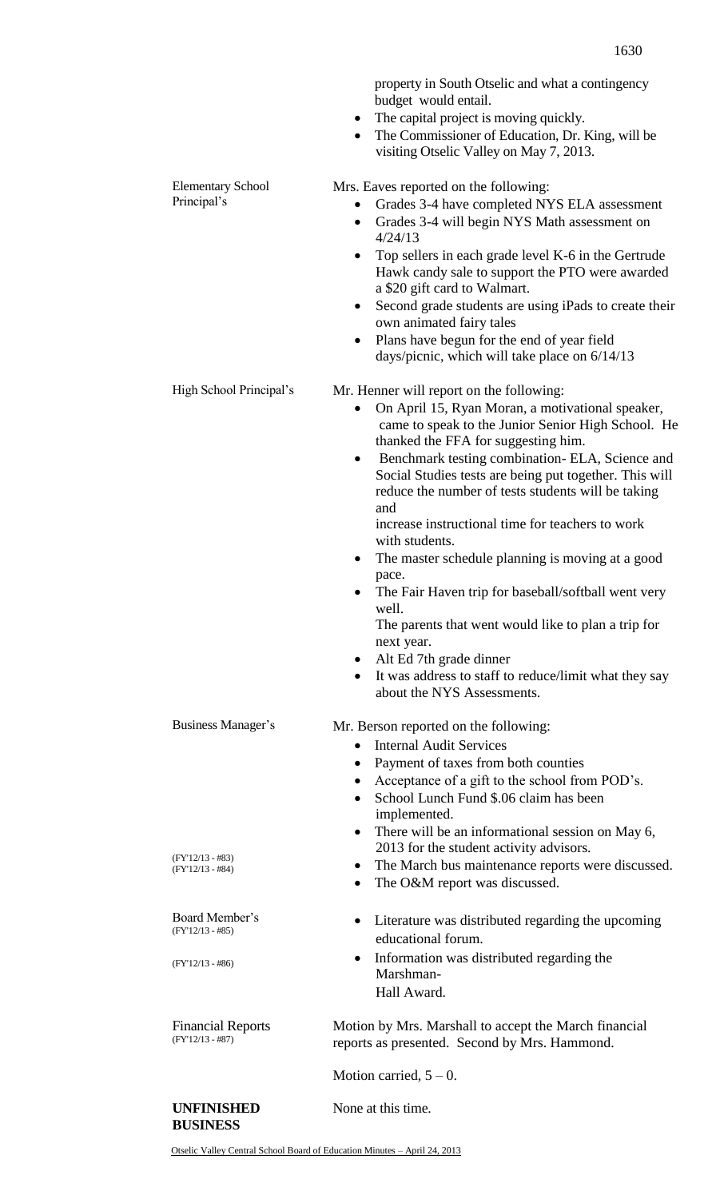property in South Otselic and what a contingency budget would entail.

- The capital project is moving quickly.
- The Commissioner of Education, Dr. King, will be visiting Otselic Valley on May 7, 2013.

**Elementary School Principal's**

Mrs. Eaves reported on the following:

- Grades 3-4 have completed NYS ELA assessment
- Grades 3-4 will begin NYS Math assessment on 4/24/13
- Top sellers in each grade level K-6 in the Gertrude Hawk candy sale to support the PTO were awarded a $20 gift card to Walmart.
- Second grade students are using iPads to create their own animated fairy tales
- Plans have begun for the end of year field days/picnic, which will take place on 6/14/13

**High School Principal's**

Mr. Henner will report on the following:

- On April 15, Ryan Moran, a motivational speaker, came to speak to the Junior Senior High School. He thanked the FFA for suggesting him.
- Benchmark testing combination- ELA, Science and Social Studies tests are being put together. This will reduce the number of tests students will be taking and increase instructional time for teachers to work with students.
- The master schedule planning is moving at a good pace.
- The Fair Haven trip for baseball/softball went very well. The parents that went would like to plan a trip for next year.
- Alt Ed 7th grade dinner
- It was address to staff to reduce/limit what they say about the NYS Assessments.

**Business Manager's**

Mr. Berson reported on the following:

- Internal Audit Services
- Payment of taxes from both counties
- Acceptance of a gift to the school from POD's.
- School Lunch Fund $.06 claim has been implemented.
- There will be an informational session on May 6, 2013 for the student activity advisors.
- (FY'12/13 - #83) The March bus maintenance reports were discussed.
- (FY'12/13 - #84) The O&M report was discussed.

**Board Member's**

- (FY'12/13 - #85) Literature was distributed regarding the upcoming educational forum.
- (FY'12/13 - #86) Information was distributed regarding the Marshman-Hall Award.

**Financial Reports** (FY'12/13 - #87)

Motion by Mrs. Marshall to accept the March financial reports as presented. Second by Mrs. Hammond.

Motion carried, 5 – 0.

**UNFINISHED BUSINESS**

None at this time.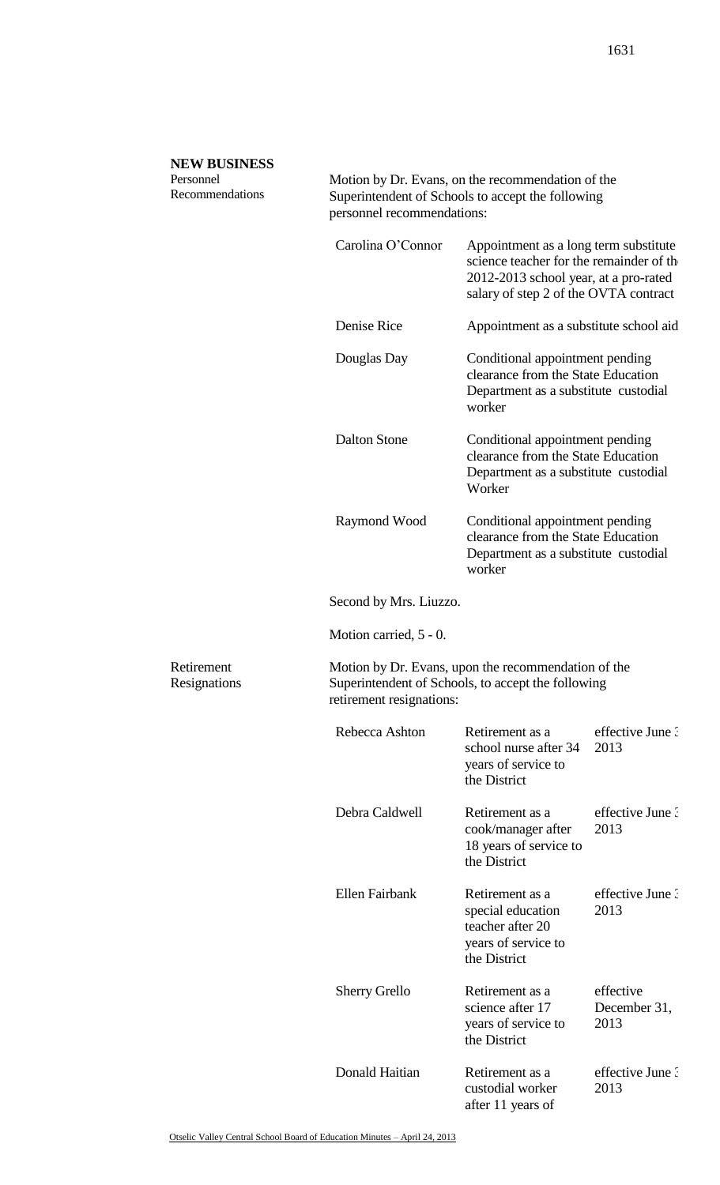## NEW BUSINESS

**Personnel Recommendations**

Motion by Dr. Evans, on the recommendation of the Superintendent of Schools to accept the following personnel recommendations:

| | |
|---|---|
| Carolina O'Connor | Appointment as a long term substitute science teacher for the remainder of th 2012-2013 school year, at a pro-rated salary of step 2 of the OVTA contract |
| Denise Rice | Appointment as a substitute school aid |
| Douglas Day | Conditional appointment pending clearance from the State Education Department as a substitute custodial worker |
| Dalton Stone | Conditional appointment pending clearance from the State Education Department as a substitute custodial Worker |
| Raymond Wood | Conditional appointment pending clearance from the State Education Department as a substitute custodial worker |

Second by Mrs. Liuzzo.

Motion carried, 5 - 0.

**Retirement Resignations**

Motion by Dr. Evans, upon the recommendation of the Superintendent of Schools, to accept the following retirement resignations:

| | | |
|---|---|---|
| Rebecca Ashton | Retirement as a school nurse after 34 years of service to the District | effective June 3 2013 |
| Debra Caldwell | Retirement as a cook/manager after 18 years of service to the District | effective June 3 2013 |
| Ellen Fairbank | Retirement as a special education teacher after 20 years of service to the District | effective June 3 2013 |
| Sherry Grello | Retirement as a science after 17 years of service to the District | effective December 31, 2013 |
| Donald Haitian | Retirement as a custodial worker after 11 years of | effective June 3 2013 |

Otselic Valley Central School Board of Education Minutes – April 24, 2013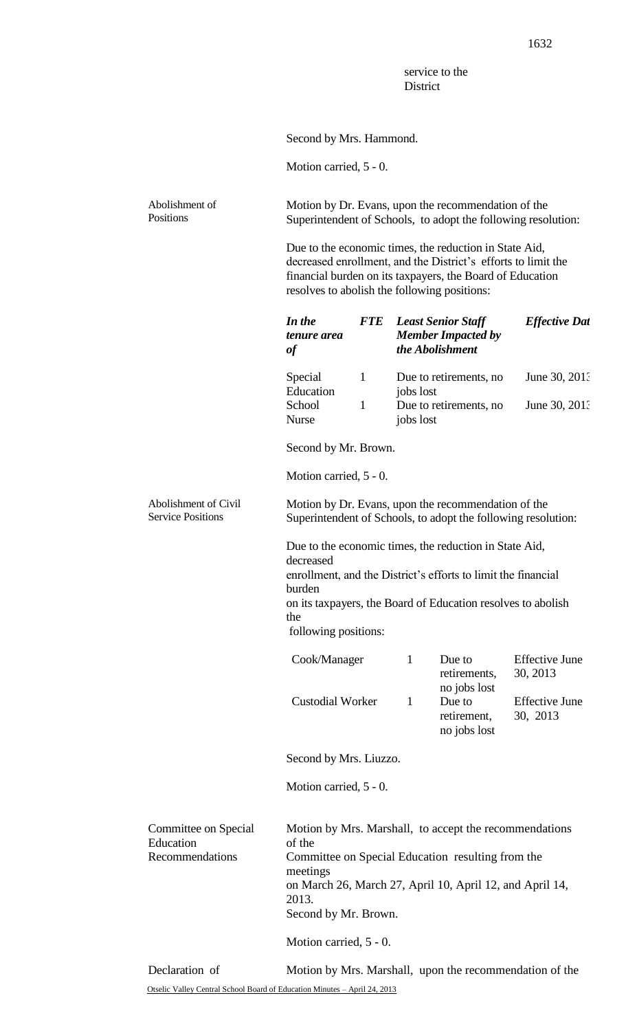service to the District

Second by Mrs. Hammond.

Motion carried, 5 - 0.

**Abolishment of Positions**

Motion by Dr. Evans, upon the recommendation of the Superintendent of Schools, to adopt the following resolution:

Due to the economic times, the reduction in State Aid, decreased enrollment, and the District's efforts to limit the financial burden on its taxpayers, the Board of Education resolves to abolish the following positions:

| ***In the tenure area of*** | ***FTE*** | ***Least Senior Staff Member Impacted by the Abolishment*** | ***Effective Dat*** |
|---|---|---|---|
| Special Education | 1 | Due to retirements, no jobs lost | June 30, 2013 |
| School Nurse | 1 | Due to retirements, no jobs lost | June 30, 2013 |

Second by Mr. Brown.

Motion carried, 5 - 0.

**Abolishment of Civil Service Positions**

Motion by Dr. Evans, upon the recommendation of the Superintendent of Schools, to adopt the following resolution:

Due to the economic times, the reduction in State Aid, decreased enrollment, and the District's efforts to limit the financial burden on its taxpayers, the Board of Education resolves to abolish the following positions:

| | | | |
|---|---|---|---|
| Cook/Manager | 1 | Due to retirements, no jobs lost | Effective June 30, 2013 |
| Custodial Worker | 1 | Due to retirement, no jobs lost | Effective June 30, 2013 |

Second by Mrs. Liuzzo.

Motion carried, 5 - 0.

**Committee on Special Education Recommendations**

Motion by Mrs. Marshall, to accept the recommendations of the Committee on Special Education resulting from the meetings on March 26, March 27, April 10, April 12, and April 14, 2013.
Second by Mr. Brown.

Motion carried, 5 - 0.

**Declaration of**

Motion by Mrs. Marshall, upon the recommendation of the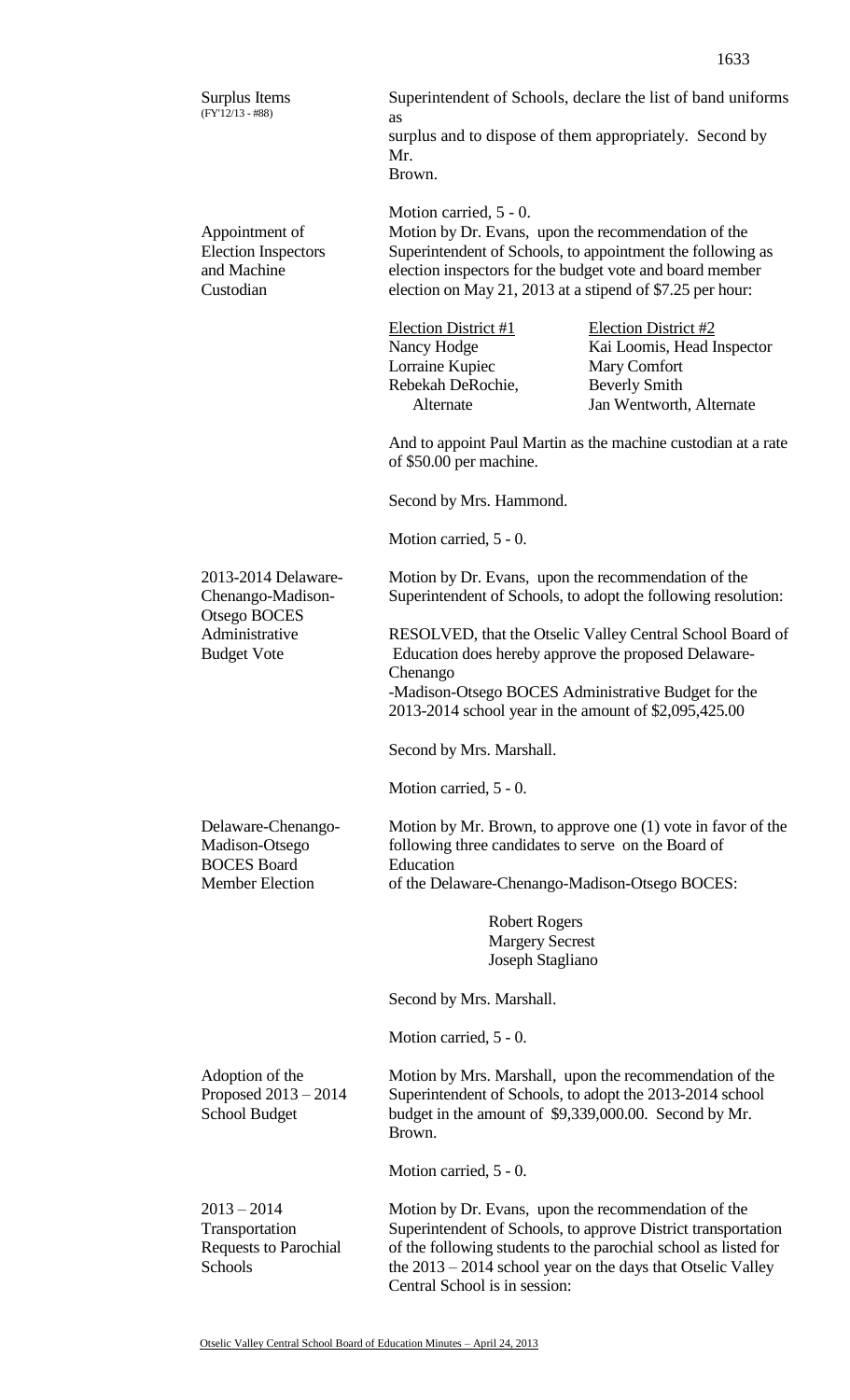**Surplus Items** (FY'12/13 - #88)

Superintendent of Schools, declare the list of band uniforms as surplus and to dispose of them appropriately. Second by Mr. Brown.

Motion carried, 5 - 0.

**Appointment of Election Inspectors and Machine Custodian**

Motion by Dr. Evans, upon the recommendation of the Superintendent of Schools, to appointment the following as election inspectors for the budget vote and board member election on May 21, 2013 at a stipend of $7.25 per hour:

| Election District #1 | Election District #2 |
|---|---|
| Nancy Hodge | Kai Loomis, Head Inspector |
| Lorraine Kupiec | Mary Comfort |
| Rebekah DeRochie, Alternate | Beverly Smith |
| | Jan Wentworth, Alternate |

And to appoint Paul Martin as the machine custodian at a rate of $50.00 per machine.

Second by Mrs. Hammond.

Motion carried, 5 - 0.

**2013-2014 Delaware-Chenango-Madison-Otsego BOCES Administrative Budget Vote**

Motion by Dr. Evans, upon the recommendation of the Superintendent of Schools, to adopt the following resolution:

RESOLVED, that the Otselic Valley Central School Board of Education does hereby approve the proposed Delaware-Chenango-Madison-Otsego BOCES Administrative Budget for the 2013-2014 school year in the amount of $2,095,425.00

Second by Mrs. Marshall.

Motion carried, 5 - 0.

**Delaware-Chenango-Madison-Otsego BOCES Board Member Election**

Motion by Mr. Brown, to approve one (1) vote in favor of the following three candidates to serve on the Board of Education of the Delaware-Chenango-Madison-Otsego BOCES:

Robert Rogers
Margery Secrest
Joseph Stagliano

Second by Mrs. Marshall.

Motion carried, 5 - 0.

**Adoption of the Proposed 2013 – 2014 School Budget**

Motion by Mrs. Marshall, upon the recommendation of the Superintendent of Schools, to adopt the 2013-2014 school budget in the amount of $9,339,000.00. Second by Mr. Brown.

Motion carried, 5 - 0.

**2013 – 2014 Transportation Requests to Parochial Schools**

Motion by Dr. Evans, upon the recommendation of the Superintendent of Schools, to approve District transportation of the following students to the parochial school as listed for the 2013 – 2014 school year on the days that Otselic Valley Central School is in session: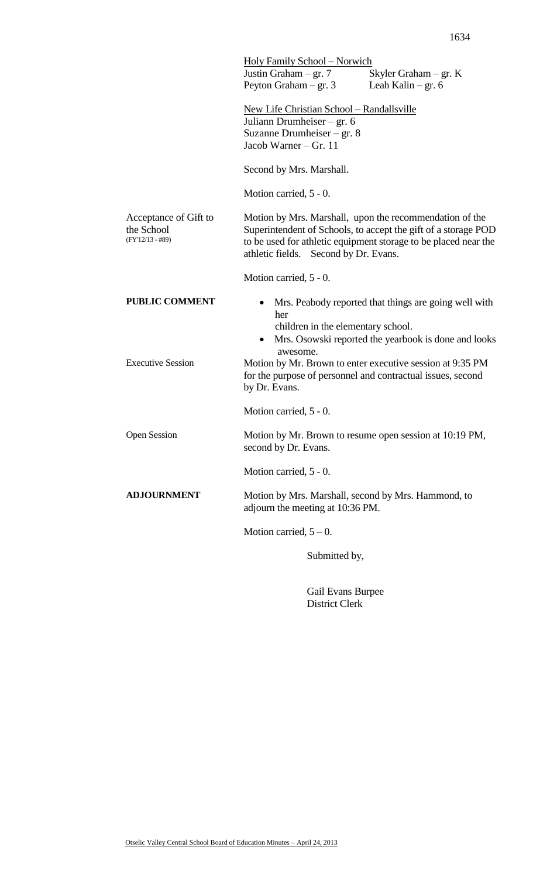Holy Family School – Norwich

Justin Graham – gr. 7
Skyler Graham – gr. K
Peyton Graham – gr. 3
Leah Kalin – gr. 6

New Life Christian School – Randallsville

Juliann Drumheiser – gr. 6
Suzanne Drumheiser – gr. 8
Jacob Warner – Gr. 11

Second by Mrs. Marshall.

Motion carried, 5 - 0.

Acceptance of Gift to the School (FY'12/13 - #89)

Motion by Mrs. Marshall, upon the recommendation of the Superintendent of Schools, to accept the gift of a storage POD to be used for athletic equipment storage to be placed near the athletic fields. Second by Dr. Evans.

Motion carried, 5 - 0.

**PUBLIC COMMENT**

- Mrs. Peabody reported that things are going well with her children in the elementary school.
- Mrs. Osowski reported the yearbook is done and looks awesome.

Executive Session

Motion by Mr. Brown to enter executive session at 9:35 PM for the purpose of personnel and contractual issues, second by Dr. Evans.

Motion carried, 5 - 0.

Open Session

Motion by Mr. Brown to resume open session at 10:19 PM, second by Dr. Evans.

Motion carried, 5 - 0.

**ADJOURNMENT**

Motion by Mrs. Marshall, second by Mrs. Hammond, to adjourn the meeting at 10:36 PM.

Motion carried, 5 – 0.

Submitted by,

Gail Evans Burpee
District Clerk